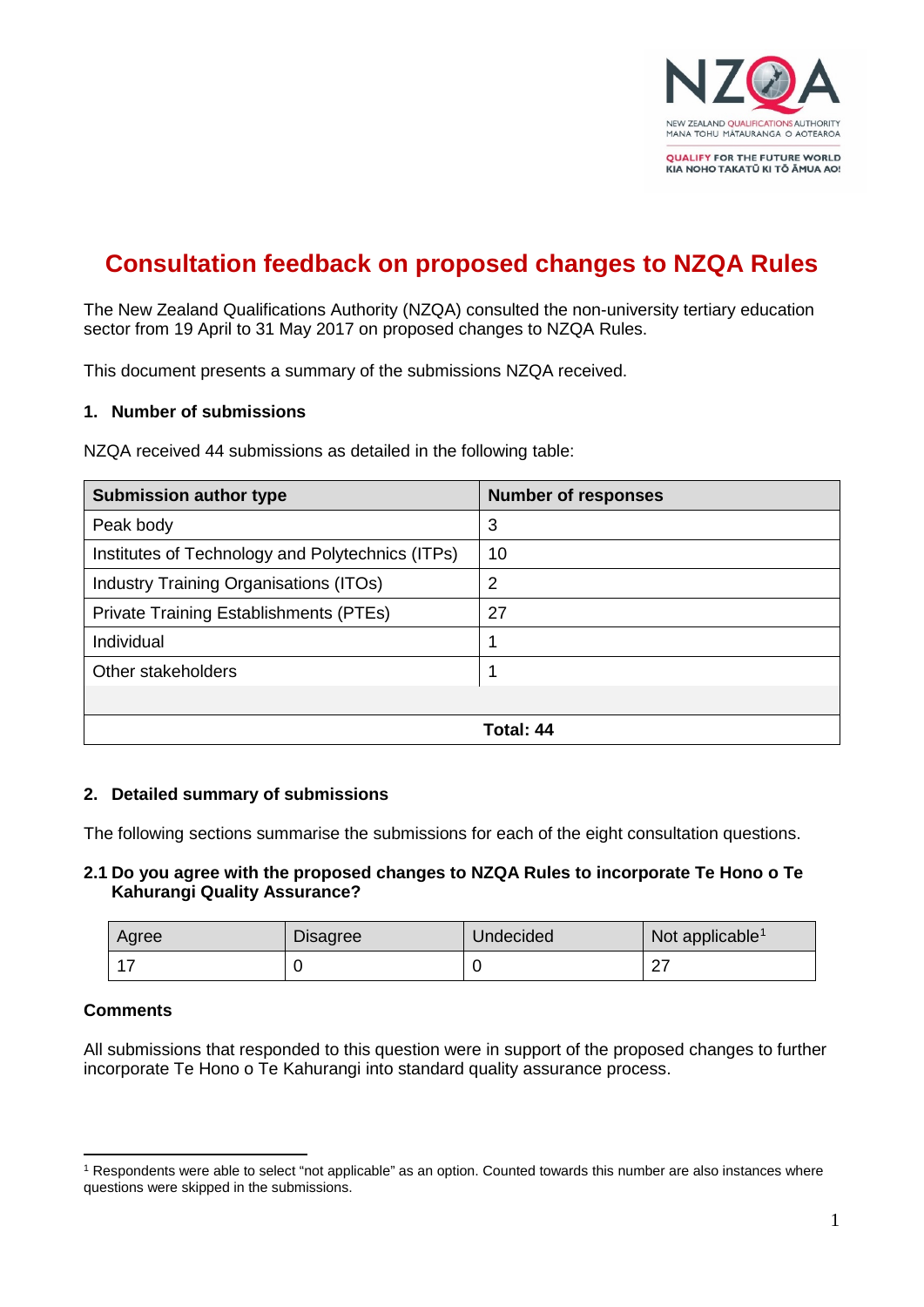# Consultation feedback on proposed changes to NZQA Rules

The New Zealand Qualifications Authority (NZQA) consulted the non-university tertiary education sector from 19 April to 31 May 2017 on proposed changes to NZQA Rules.

This document presents a summary of the submissions NZQA received.

## 1. Number of submissions

NZQA received 44 submissions as detailed in the following table:

| Submission author type | Number of responses |
|---|---|
| Peak body | 3 |
| Institutes of Technology and Polytechnics (ITPs) | 10 |
| Industry Training Organisations (ITOs) | 2 |
| Private Training Establishments (PTEs) | 27 |
| Individual | 1 |
| Other stakeholders | 1 |
| | |
| | **Total: 44** |

## 2. Detailed summary of submissions

The following sections summarise the submissions for each of the eight consultation questions.

### 2.1 Do you agree with the proposed changes to NZQA Rules to incorporate Te Hono o Te Kahurangi Quality Assurance?

| Agree | Disagree | Undecided | Not applicable[1] |
|---|---|---|---|
| 17 | 0 | 0 | 27 |

**Comments**

All submissions that responded to this question were in support of the proposed changes to further incorporate Te Hono o Te Kahurangi into standard quality assurance process.

[1] Respondents were able to select "not applicable" as an option. Counted towards this number are also instances where questions were skipped in the submissions.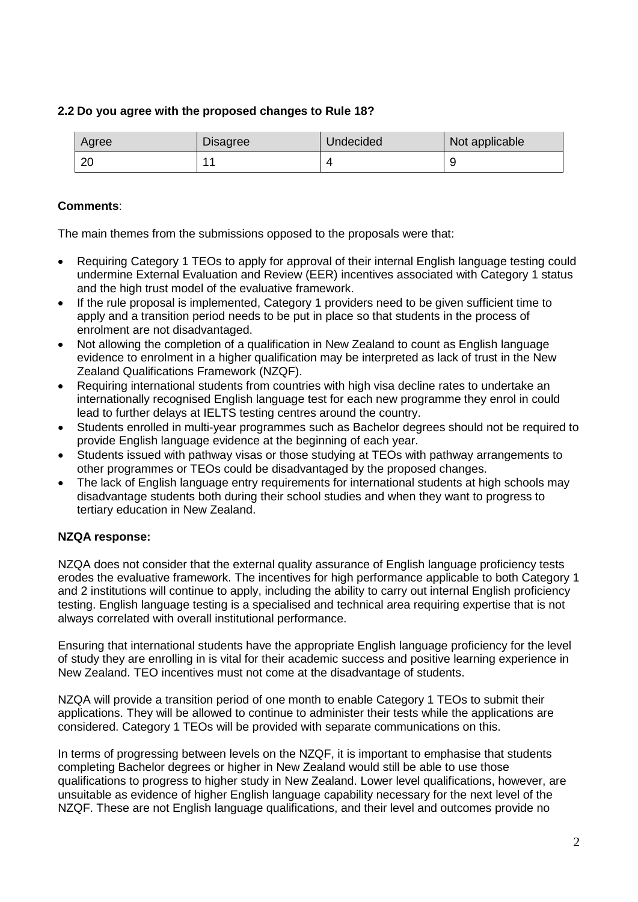### 2.2 Do you agree with the proposed changes to Rule 18?

| Agree | Disagree | Undecided | Not applicable |
|---|---|---|---|
| 20 | 11 | 4 | 9 |

**Comments**:

The main themes from the submissions opposed to the proposals were that:

- Requiring Category 1 TEOs to apply for approval of their internal English language testing could undermine External Evaluation and Review (EER) incentives associated with Category 1 status and the high trust model of the evaluative framework.
- If the rule proposal is implemented, Category 1 providers need to be given sufficient time to apply and a transition period needs to be put in place so that students in the process of enrolment are not disadvantaged.
- Not allowing the completion of a qualification in New Zealand to count as English language evidence to enrolment in a higher qualification may be interpreted as lack of trust in the New Zealand Qualifications Framework (NZQF).
- Requiring international students from countries with high visa decline rates to undertake an internationally recognised English language test for each new programme they enrol in could lead to further delays at IELTS testing centres around the country.
- Students enrolled in multi-year programmes such as Bachelor degrees should not be required to provide English language evidence at the beginning of each year.
- Students issued with pathway visas or those studying at TEOs with pathway arrangements to other programmes or TEOs could be disadvantaged by the proposed changes.
- The lack of English language entry requirements for international students at high schools may disadvantage students both during their school studies and when they want to progress to tertiary education in New Zealand.

**NZQA response:**

NZQA does not consider that the external quality assurance of English language proficiency tests erodes the evaluative framework. The incentives for high performance applicable to both Category 1 and 2 institutions will continue to apply, including the ability to carry out internal English proficiency testing. English language testing is a specialised and technical area requiring expertise that is not always correlated with overall institutional performance.

Ensuring that international students have the appropriate English language proficiency for the level of study they are enrolling in is vital for their academic success and positive learning experience in New Zealand. TEO incentives must not come at the disadvantage of students.

NZQA will provide a transition period of one month to enable Category 1 TEOs to submit their applications. They will be allowed to continue to administer their tests while the applications are considered. Category 1 TEOs will be provided with separate communications on this.

In terms of progressing between levels on the NZQF, it is important to emphasise that students completing Bachelor degrees or higher in New Zealand would still be able to use those qualifications to progress to higher study in New Zealand. Lower level qualifications, however, are unsuitable as evidence of higher English language capability necessary for the next level of the NZQF. These are not English language qualifications, and their level and outcomes provide no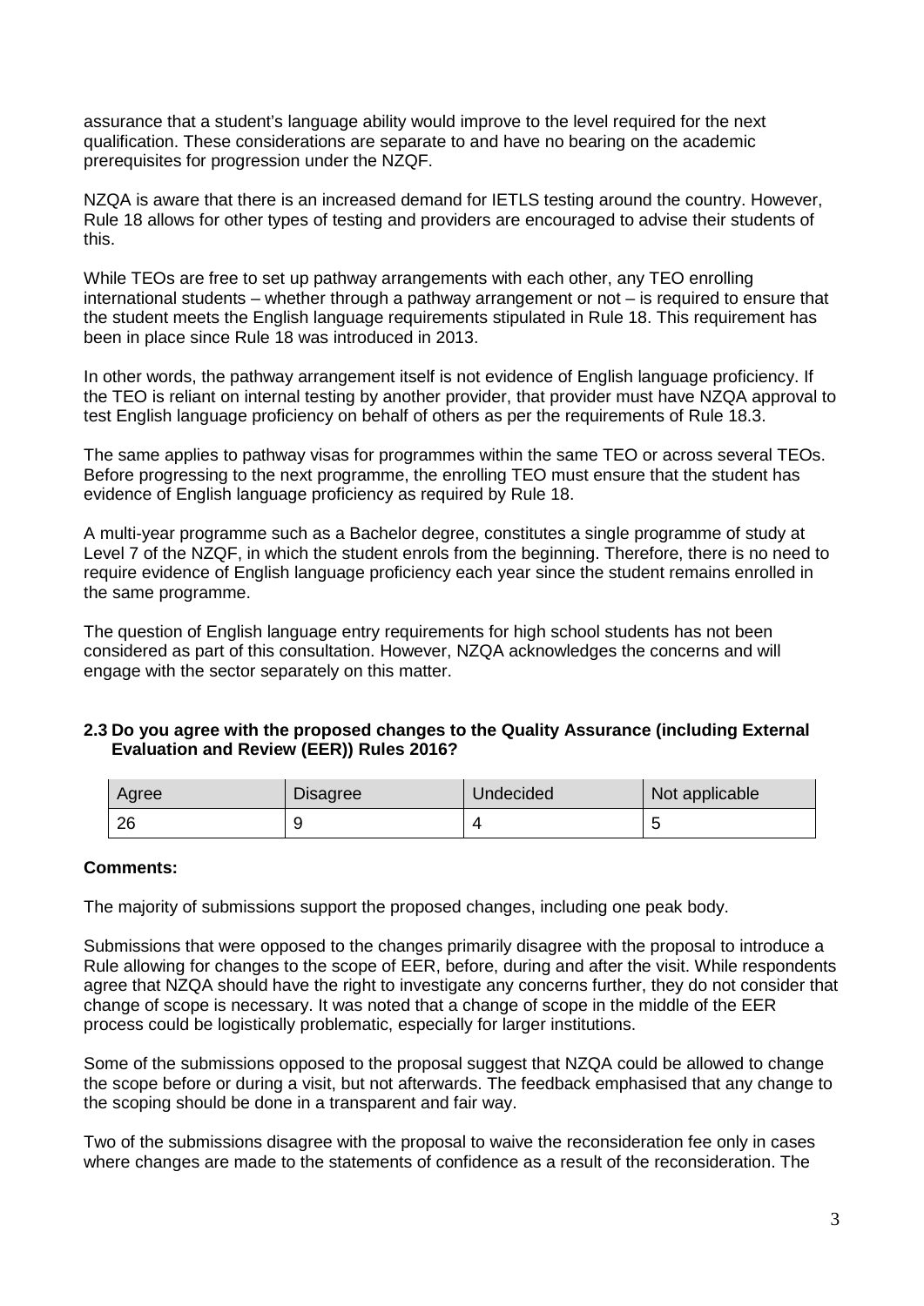assurance that a student's language ability would improve to the level required for the next qualification. These considerations are separate to and have no bearing on the academic prerequisites for progression under the NZQF.

NZQA is aware that there is an increased demand for IETLS testing around the country. However, Rule 18 allows for other types of testing and providers are encouraged to advise their students of this.

While TEOs are free to set up pathway arrangements with each other, any TEO enrolling international students – whether through a pathway arrangement or not – is required to ensure that the student meets the English language requirements stipulated in Rule 18. This requirement has been in place since Rule 18 was introduced in 2013.

In other words, the pathway arrangement itself is not evidence of English language proficiency. If the TEO is reliant on internal testing by another provider, that provider must have NZQA approval to test English language proficiency on behalf of others as per the requirements of Rule 18.3.

The same applies to pathway visas for programmes within the same TEO or across several TEOs. Before progressing to the next programme, the enrolling TEO must ensure that the student has evidence of English language proficiency as required by Rule 18.

A multi-year programme such as a Bachelor degree, constitutes a single programme of study at Level 7 of the NZQF, in which the student enrols from the beginning. Therefore, there is no need to require evidence of English language proficiency each year since the student remains enrolled in the same programme.

The question of English language entry requirements for high school students has not been considered as part of this consultation. However, NZQA acknowledges the concerns and will engage with the sector separately on this matter.

### 2.3 Do you agree with the proposed changes to the Quality Assurance (including External Evaluation and Review (EER)) Rules 2016?

| Agree | Disagree | Undecided | Not applicable |
|---|---|---|---|
| 26 | 9 | 4 | 5 |

**Comments:**

The majority of submissions support the proposed changes, including one peak body.

Submissions that were opposed to the changes primarily disagree with the proposal to introduce a Rule allowing for changes to the scope of EER, before, during and after the visit. While respondents agree that NZQA should have the right to investigate any concerns further, they do not consider that change of scope is necessary. It was noted that a change of scope in the middle of the EER process could be logistically problematic, especially for larger institutions.

Some of the submissions opposed to the proposal suggest that NZQA could be allowed to change the scope before or during a visit, but not afterwards. The feedback emphasised that any change to the scoping should be done in a transparent and fair way.

Two of the submissions disagree with the proposal to waive the reconsideration fee only in cases where changes are made to the statements of confidence as a result of the reconsideration. The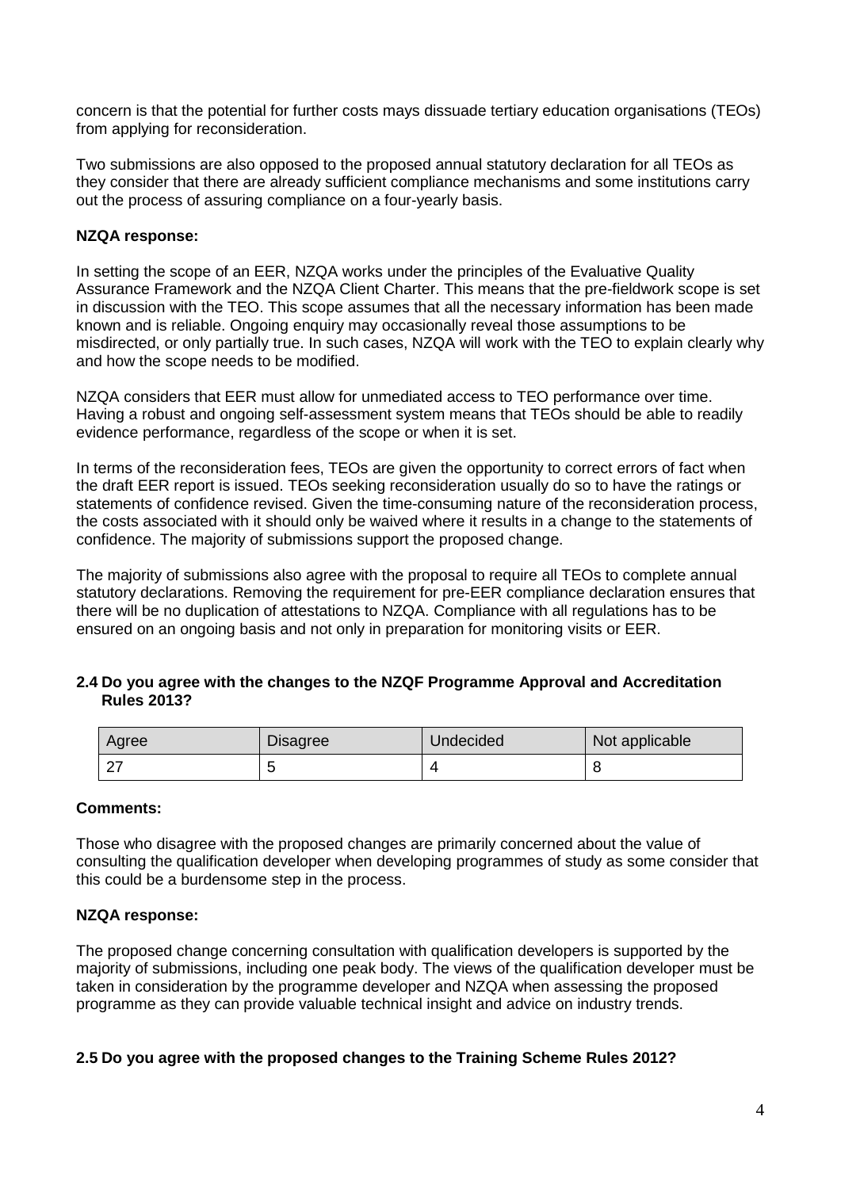concern is that the potential for further costs mays dissuade tertiary education organisations (TEOs) from applying for reconsideration.

Two submissions are also opposed to the proposed annual statutory declaration for all TEOs as they consider that there are already sufficient compliance mechanisms and some institutions carry out the process of assuring compliance on a four-yearly basis.

**NZQA response:**

In setting the scope of an EER, NZQA works under the principles of the Evaluative Quality Assurance Framework and the NZQA Client Charter. This means that the pre-fieldwork scope is set in discussion with the TEO. This scope assumes that all the necessary information has been made known and is reliable. Ongoing enquiry may occasionally reveal those assumptions to be misdirected, or only partially true. In such cases, NZQA will work with the TEO to explain clearly why and how the scope needs to be modified.

NZQA considers that EER must allow for unmediated access to TEO performance over time. Having a robust and ongoing self-assessment system means that TEOs should be able to readily evidence performance, regardless of the scope or when it is set.

In terms of the reconsideration fees, TEOs are given the opportunity to correct errors of fact when the draft EER report is issued. TEOs seeking reconsideration usually do so to have the ratings or statements of confidence revised. Given the time-consuming nature of the reconsideration process, the costs associated with it should only be waived where it results in a change to the statements of confidence. The majority of submissions support the proposed change.

The majority of submissions also agree with the proposal to require all TEOs to complete annual statutory declarations. Removing the requirement for pre-EER compliance declaration ensures that there will be no duplication of attestations to NZQA. Compliance with all regulations has to be ensured on an ongoing basis and not only in preparation for monitoring visits or EER.

### 2.4 Do you agree with the changes to the NZQF Programme Approval and Accreditation Rules 2013?

| Agree | Disagree | Undecided | Not applicable |
|---|---|---|---|
| 27 | 5 | 4 | 8 |

**Comments:**

Those who disagree with the proposed changes are primarily concerned about the value of consulting the qualification developer when developing programmes of study as some consider that this could be a burdensome step in the process.

**NZQA response:**

The proposed change concerning consultation with qualification developers is supported by the majority of submissions, including one peak body. The views of the qualification developer must be taken in consideration by the programme developer and NZQA when assessing the proposed programme as they can provide valuable technical insight and advice on industry trends.

### 2.5 Do you agree with the proposed changes to the Training Scheme Rules 2012?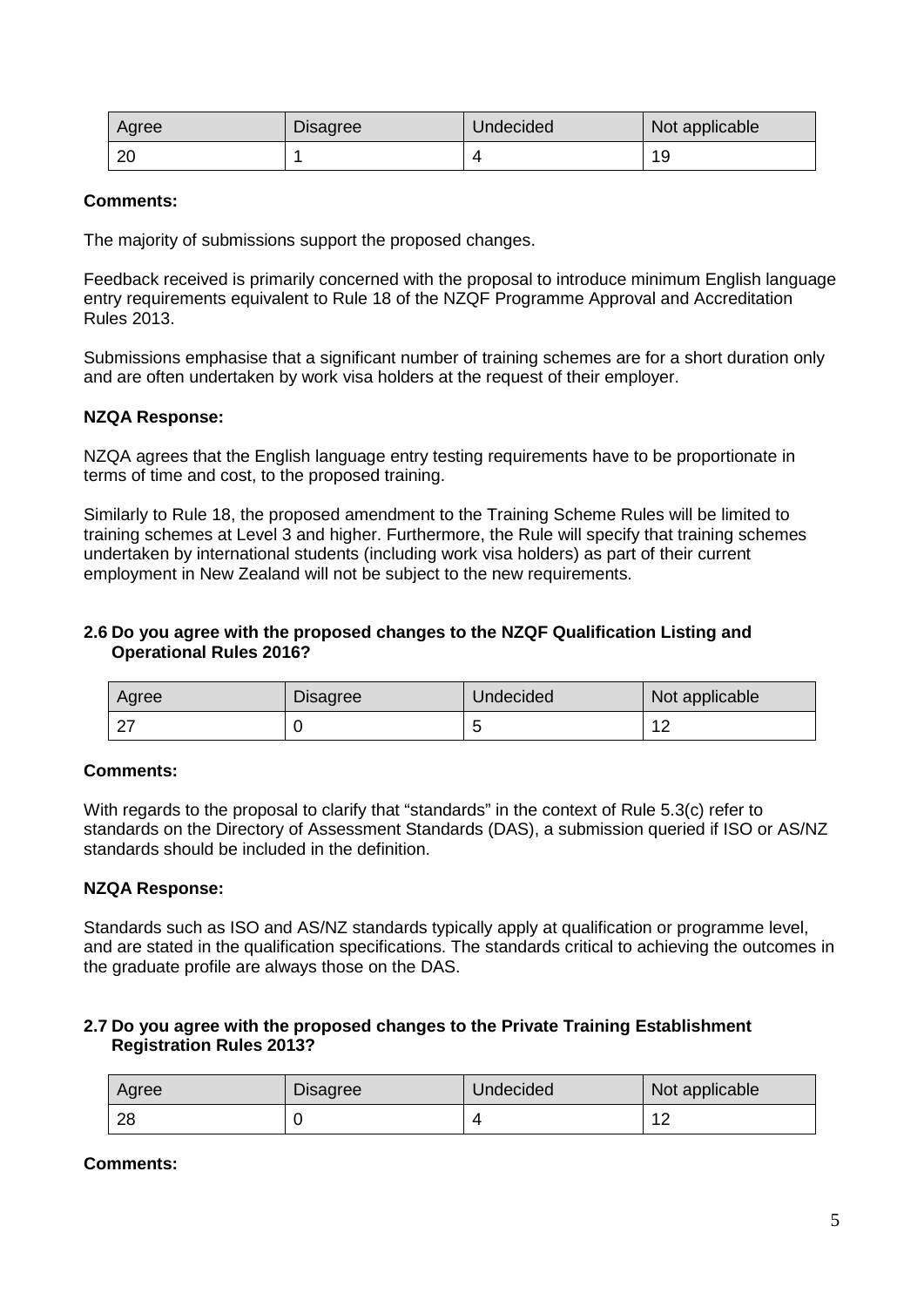| Agree | Disagree | Undecided | Not applicable |
|---|---|---|---|
| 20 | 1 | 4 | 19 |

**Comments:**

The majority of submissions support the proposed changes.

Feedback received is primarily concerned with the proposal to introduce minimum English language entry requirements equivalent to Rule 18 of the NZQF Programme Approval and Accreditation Rules 2013.

Submissions emphasise that a significant number of training schemes are for a short duration only and are often undertaken by work visa holders at the request of their employer.

**NZQA Response:**

NZQA agrees that the English language entry testing requirements have to be proportionate in terms of time and cost, to the proposed training.

Similarly to Rule 18, the proposed amendment to the Training Scheme Rules will be limited to training schemes at Level 3 and higher. Furthermore, the Rule will specify that training schemes undertaken by international students (including work visa holders) as part of their current employment in New Zealand will not be subject to the new requirements.

### 2.6 Do you agree with the proposed changes to the NZQF Qualification Listing and Operational Rules 2016?

| Agree | Disagree | Undecided | Not applicable |
|---|---|---|---|
| 27 | 0 | 5 | 12 |

**Comments:**

With regards to the proposal to clarify that "standards" in the context of Rule 5.3(c) refer to standards on the Directory of Assessment Standards (DAS), a submission queried if ISO or AS/NZ standards should be included in the definition.

**NZQA Response:**

Standards such as ISO and AS/NZ standards typically apply at qualification or programme level, and are stated in the qualification specifications. The standards critical to achieving the outcomes in the graduate profile are always those on the DAS.

### 2.7 Do you agree with the proposed changes to the Private Training Establishment Registration Rules 2013?

| Agree | Disagree | Undecided | Not applicable |
|---|---|---|---|
| 28 | 0 | 4 | 12 |

**Comments:**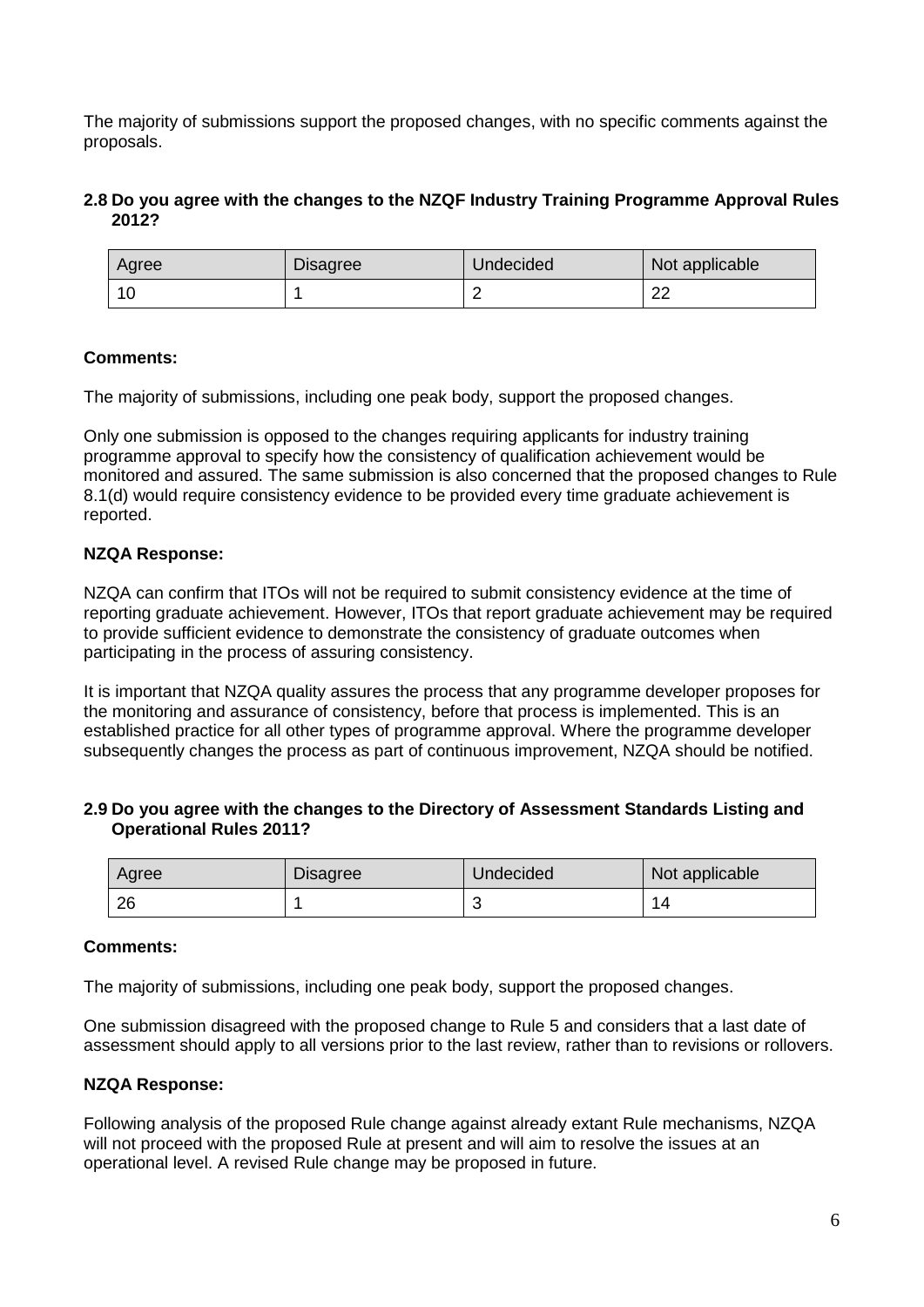The majority of submissions support the proposed changes, with no specific comments against the proposals.

### 2.8 Do you agree with the changes to the NZQF Industry Training Programme Approval Rules 2012?

| Agree | Disagree | Undecided | Not applicable |
|---|---|---|---|
| 10 | 1 | 2 | 22 |

**Comments:**

The majority of submissions, including one peak body, support the proposed changes.

Only one submission is opposed to the changes requiring applicants for industry training programme approval to specify how the consistency of qualification achievement would be monitored and assured. The same submission is also concerned that the proposed changes to Rule 8.1(d) would require consistency evidence to be provided every time graduate achievement is reported.

**NZQA Response:**

NZQA can confirm that ITOs will not be required to submit consistency evidence at the time of reporting graduate achievement. However, ITOs that report graduate achievement may be required to provide sufficient evidence to demonstrate the consistency of graduate outcomes when participating in the process of assuring consistency.

It is important that NZQA quality assures the process that any programme developer proposes for the monitoring and assurance of consistency, before that process is implemented. This is an established practice for all other types of programme approval. Where the programme developer subsequently changes the process as part of continuous improvement, NZQA should be notified.

### 2.9 Do you agree with the changes to the Directory of Assessment Standards Listing and Operational Rules 2011?

| Agree | Disagree | Undecided | Not applicable |
|---|---|---|---|
| 26 | 1 | 3 | 14 |

**Comments:**

The majority of submissions, including one peak body, support the proposed changes.

One submission disagreed with the proposed change to Rule 5 and considers that a last date of assessment should apply to all versions prior to the last review, rather than to revisions or rollovers.

**NZQA Response:**

Following analysis of the proposed Rule change against already extant Rule mechanisms, NZQA will not proceed with the proposed Rule at present and will aim to resolve the issues at an operational level. A revised Rule change may be proposed in future.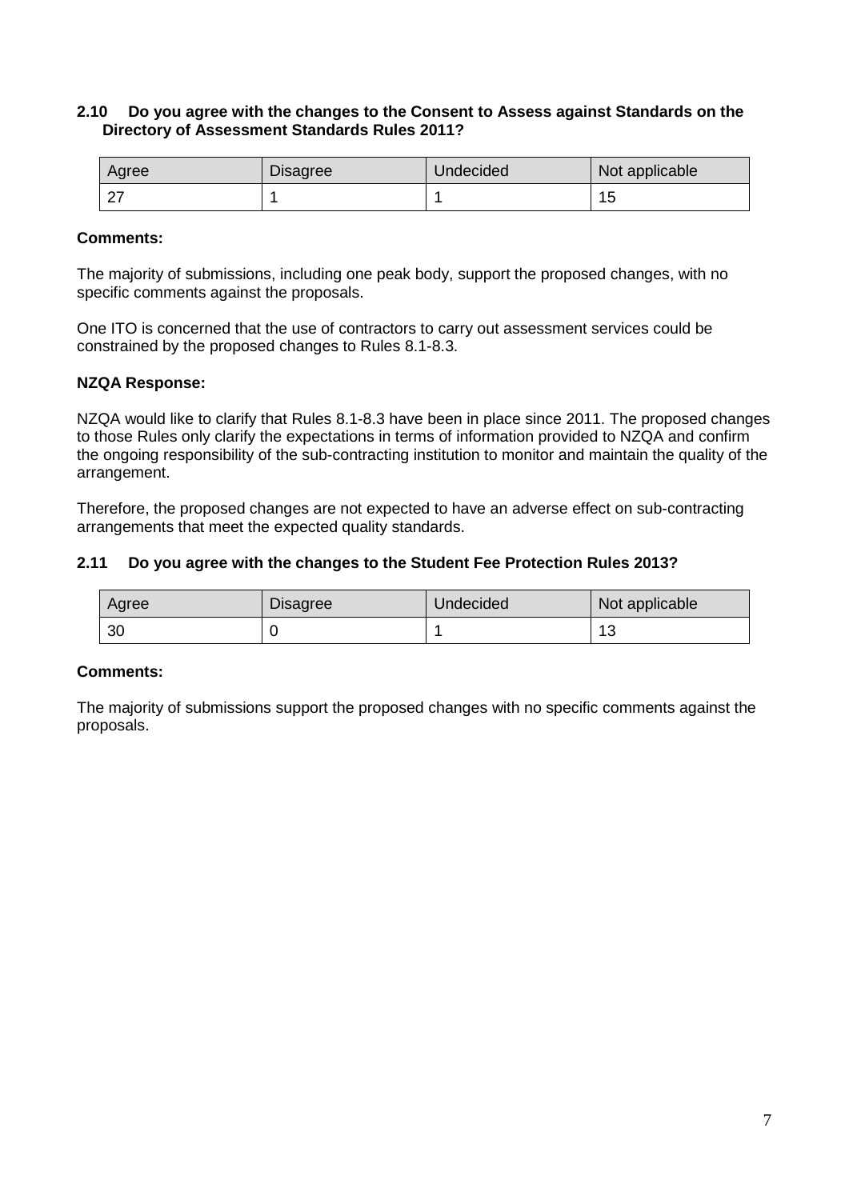### 2.10 Do you agree with the changes to the Consent to Assess against Standards on the Directory of Assessment Standards Rules 2011?

| Agree | Disagree | Undecided | Not applicable |
|---|---|---|---|
| 27 | 1 | 1 | 15 |

**Comments:**

The majority of submissions, including one peak body, support the proposed changes, with no specific comments against the proposals.

One ITO is concerned that the use of contractors to carry out assessment services could be constrained by the proposed changes to Rules 8.1-8.3.

**NZQA Response:**

NZQA would like to clarify that Rules 8.1-8.3 have been in place since 2011. The proposed changes to those Rules only clarify the expectations in terms of information provided to NZQA and confirm the ongoing responsibility of the sub-contracting institution to monitor and maintain the quality of the arrangement.

Therefore, the proposed changes are not expected to have an adverse effect on sub-contracting arrangements that meet the expected quality standards.

### 2.11 Do you agree with the changes to the Student Fee Protection Rules 2013?

| Agree | Disagree | Undecided | Not applicable |
|---|---|---|---|
| 30 | 0 | 1 | 13 |

**Comments:**

The majority of submissions support the proposed changes with no specific comments against the proposals.